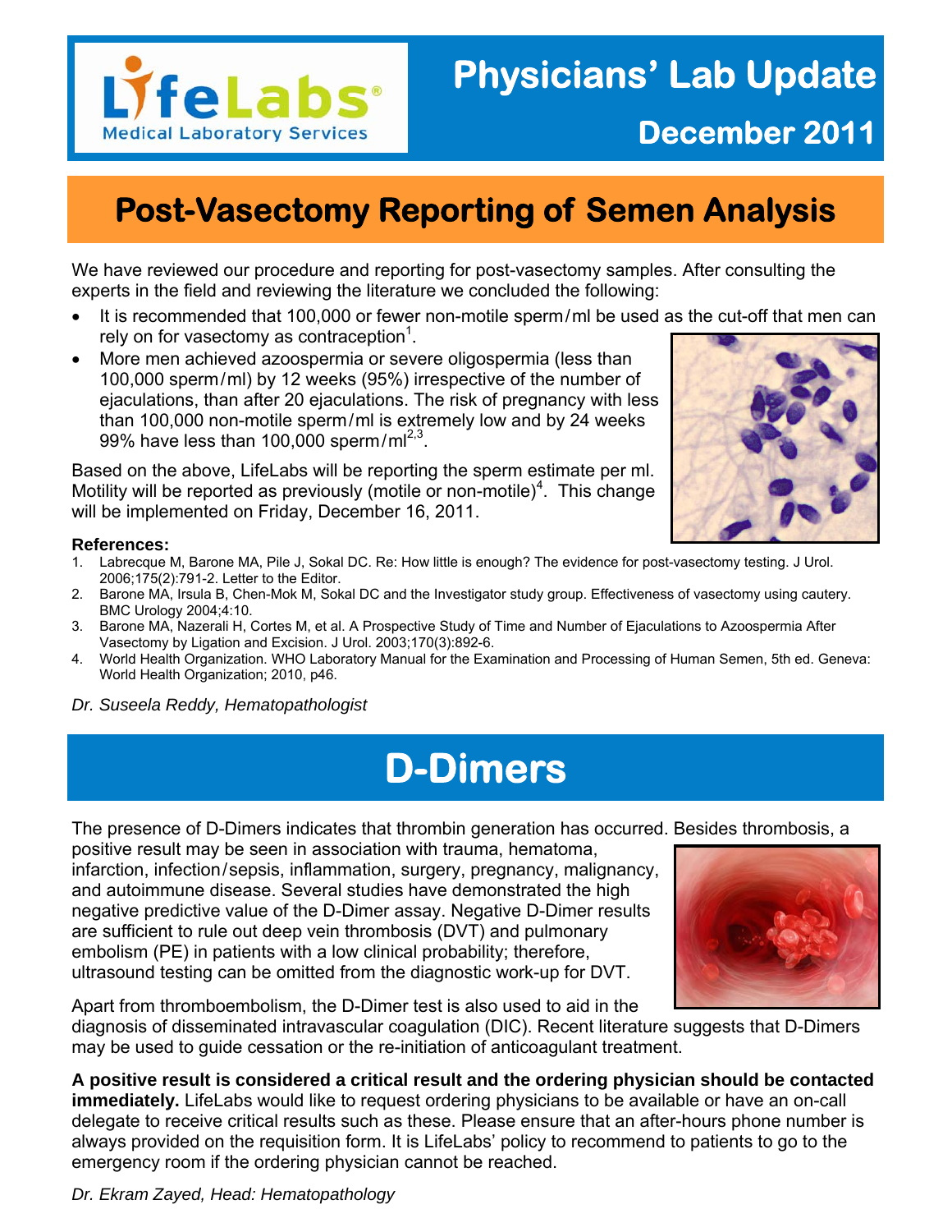# LifeLabs Medical Laboratory Services

# Physicians' Lab Update

## December 2011

## Post-Vasectomy Reporting of Semen Analysis

We have reviewed our procedure and reporting for post-vasectomy samples. After consulting the experts in the field and reviewing the literature we concluded the following:

- It is recommended that 100,000 or fewer non-motile sperm/ml be used as the cut-off that men can rely on for vasectomy as contraception[1].
- More men achieved azoospermia or severe oligospermia (less than 100,000 sperm/ml) by 12 weeks (95%) irrespective of the number of ejaculations, than after 20 ejaculations. The risk of pregnancy with less than 100,000 non-motile sperm/ml is extremely low and by 24 weeks 99% have less than 100,000 sperm/ml[2,3].

Based on the above, LifeLabs will be reporting the sperm estimate per ml. Motility will be reported as previously (motile or non-motile)[4]. This change will be implemented on Friday, December 16, 2011.

**References:**

1. Labrecque M, Barone MA, Pile J, Sokal DC. Re: How little is enough? The evidence for post-vasectomy testing. J Urol. 2006;175(2):791-2. Letter to the Editor.
2. Barone MA, Irsula B, Chen-Mok M, Sokal DC and the Investigator study group. Effectiveness of vasectomy using cautery. BMC Urology 2004;4:10.
3. Barone MA, Nazerali H, Cortes M, et al. A Prospective Study of Time and Number of Ejaculations to Azoospermia After Vasectomy by Ligation and Excision. J Urol. 2003;170(3):892-6.
4. World Health Organization. WHO Laboratory Manual for the Examination and Processing of Human Semen, 5th ed. Geneva: World Health Organization; 2010, p46.

*Dr. Suseela Reddy, Hematopathologist*

## D-Dimers

The presence of D-Dimers indicates that thrombin generation has occurred. Besides thrombosis, a positive result may be seen in association with trauma, hematoma, infarction, infection/sepsis, inflammation, surgery, pregnancy, malignancy, and autoimmune disease. Several studies have demonstrated the high negative predictive value of the D-Dimer assay. Negative D-Dimer results are sufficient to rule out deep vein thrombosis (DVT) and pulmonary embolism (PE) in patients with a low clinical probability; therefore, ultrasound testing can be omitted from the diagnostic work-up for DVT.

Apart from thromboembolism, the D-Dimer test is also used to aid in the diagnosis of disseminated intravascular coagulation (DIC). Recent literature suggests that D-Dimers may be used to guide cessation or the re-initiation of anticoagulant treatment.

**A positive result is considered a critical result and the ordering physician should be contacted immediately.** LifeLabs would like to request ordering physicians to be available or have an on-call delegate to receive critical results such as these. Please ensure that an after-hours phone number is always provided on the requisition form. It is LifeLabs' policy to recommend to patients to go to the emergency room if the ordering physician cannot be reached.

*Dr. Ekram Zayed, Head: Hematopathology*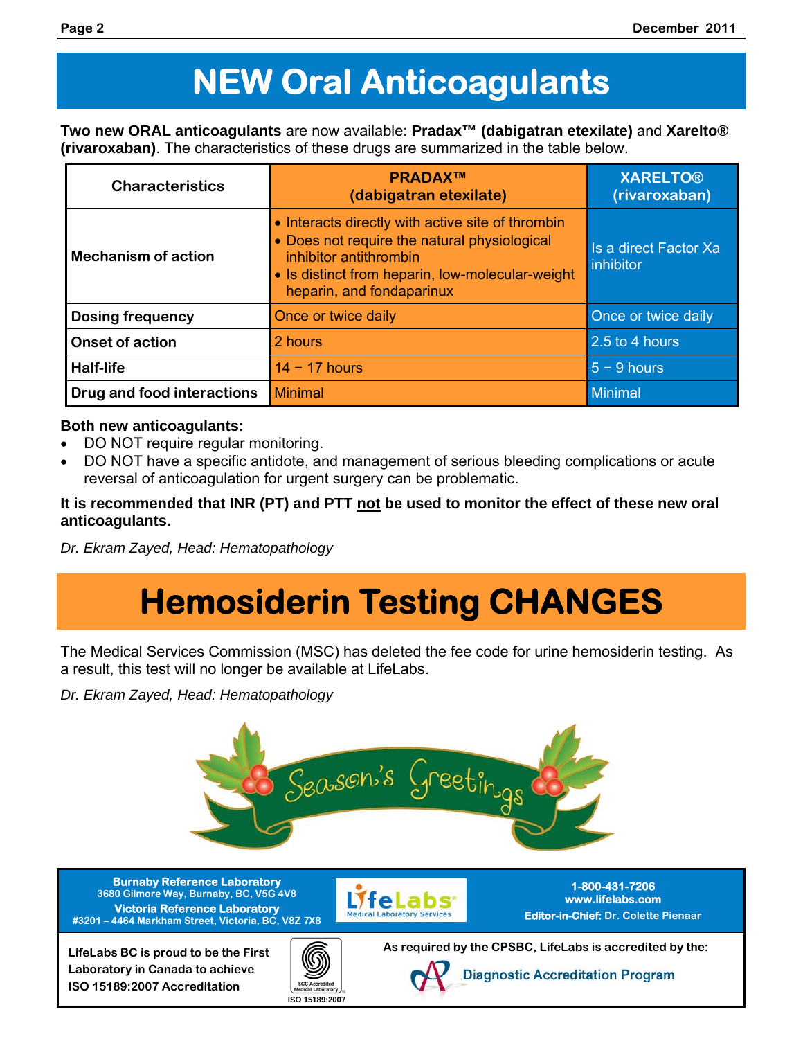# NEW Oral Anticoagulants

**Two new ORAL anticoagulants** are now available: **Pradax™ (dabigatran etexilate)** and **Xarelto® (rivaroxaban)**. The characteristics of these drugs are summarized in the table below.

| Characteristics | PRADAX™ (dabigatran etexilate) | XARELTO® (rivaroxaban) |
|---|---|---|
| **Mechanism of action** | • Interacts directly with active site of thrombin<br>• Does not require the natural physiological inhibitor antithrombin<br>• Is distinct from heparin, low-molecular-weight heparin, and fondaparinux | Is a direct Factor Xa inhibitor |
| **Dosing frequency** | Once or twice daily | Once or twice daily |
| **Onset of action** | 2 hours | 2.5 to 4 hours |
| **Half-life** | 14 – 17 hours | 5 – 9 hours |
| **Drug and food interactions** | Minimal | Minimal |

**Both new anticoagulants:**

- DO NOT require regular monitoring.
- DO NOT have a specific antidote, and management of serious bleeding complications or acute reversal of anticoagulation for urgent surgery can be problematic.

**It is recommended that INR (PT) and PTT not be used to monitor the effect of these new oral anticoagulants.**

*Dr. Ekram Zayed, Head: Hematopathology*

# Hemosiderin Testing CHANGES

The Medical Services Commission (MSC) has deleted the fee code for urine hemosiderin testing. As a result, this test will no longer be available at LifeLabs.

*Dr. Ekram Zayed, Head: Hematopathology*

Season's Greetings

**Burnaby Reference Laboratory**
3680 Gilmore Way, Burnaby, BC, V5G 4V8
**Victoria Reference Laboratory**
#3201 – 4464 Markham Street, Victoria, BC, V8Z 7X8

LifeLabs Medical Laboratory Services

1-800-431-7206
www.lifelabs.com
**Editor-in-Chief:** Dr. Colette Pienaar

LifeLabs BC is proud to be the First Laboratory in Canada to achieve ISO 15189:2007 Accreditation

SCC Accredited Medical Laboratory
ISO 15189:2007

As required by the CPSBC, LifeLabs is accredited by the:
Diagnostic Accreditation Program